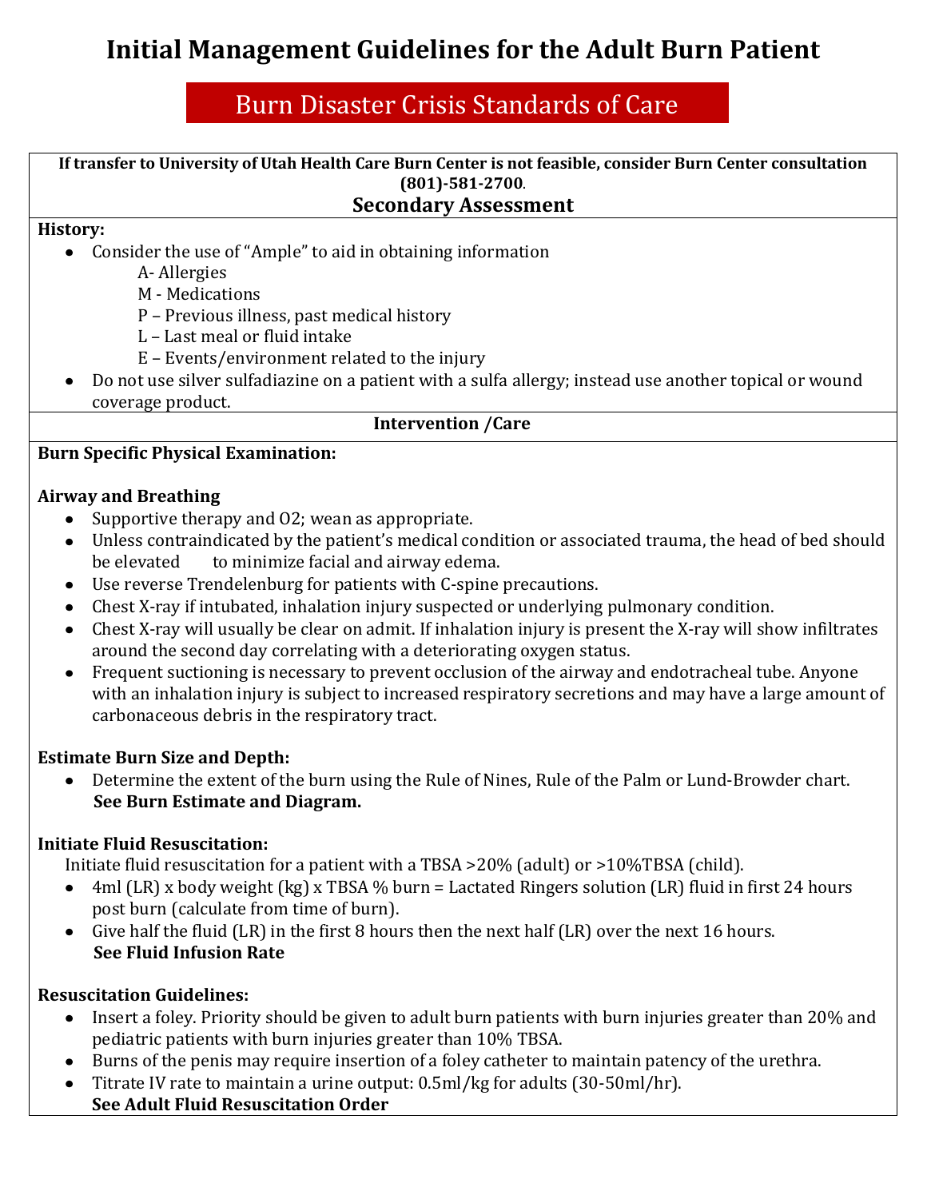# Initial Management Guidelines for the Adult Burn Patient

## Burn Disaster Crisis Standards of Care

**If transfer to University of Utah Health Care Burn Center is not feasible, consider Burn Center consultation (801)-581-2700.**

### Secondary Assessment

**History:**

- Consider the use of "Ample" to aid in obtaining information
  - A- Allergies
  - M - Medications
  - P – Previous illness, past medical history
  - L – Last meal or fluid intake
  - E – Events/environment related to the injury
- Do not use silver sulfadiazine on a patient with a sulfa allergy; instead use another topical or wound coverage product.

### Intervention /Care

**Burn Specific Physical Examination:**

**Airway and Breathing**

- Supportive therapy and O2; wean as appropriate.
- Unless contraindicated by the patient's medical condition or associated trauma, the head of bed should be elevated to minimize facial and airway edema.
- Use reverse Trendelenburg for patients with C-spine precautions.
- Chest X-ray if intubated, inhalation injury suspected or underlying pulmonary condition.
- Chest X-ray will usually be clear on admit. If inhalation injury is present the X-ray will show infiltrates around the second day correlating with a deteriorating oxygen status.
- Frequent suctioning is necessary to prevent occlusion of the airway and endotracheal tube. Anyone with an inhalation injury is subject to increased respiratory secretions and may have a large amount of carbonaceous debris in the respiratory tract.

**Estimate Burn Size and Depth:**

- Determine the extent of the burn using the Rule of Nines, Rule of the Palm or Lund-Browder chart. **See Burn Estimate and Diagram.**

**Initiate Fluid Resuscitation:**

Initiate fluid resuscitation for a patient with a TBSA >20% (adult) or >10%TBSA (child).

- 4ml (LR) x body weight (kg) x TBSA % burn = Lactated Ringers solution (LR) fluid in first 24 hours post burn (calculate from time of burn).
- Give half the fluid (LR) in the first 8 hours then the next half (LR) over the next 16 hours. **See Fluid Infusion Rate**

**Resuscitation Guidelines:**

- Insert a foley. Priority should be given to adult burn patients with burn injuries greater than 20% and pediatric patients with burn injuries greater than 10% TBSA.
- Burns of the penis may require insertion of a foley catheter to maintain patency of the urethra.
- Titrate IV rate to maintain a urine output: 0.5ml/kg for adults (30-50ml/hr). **See Adult Fluid Resuscitation Order**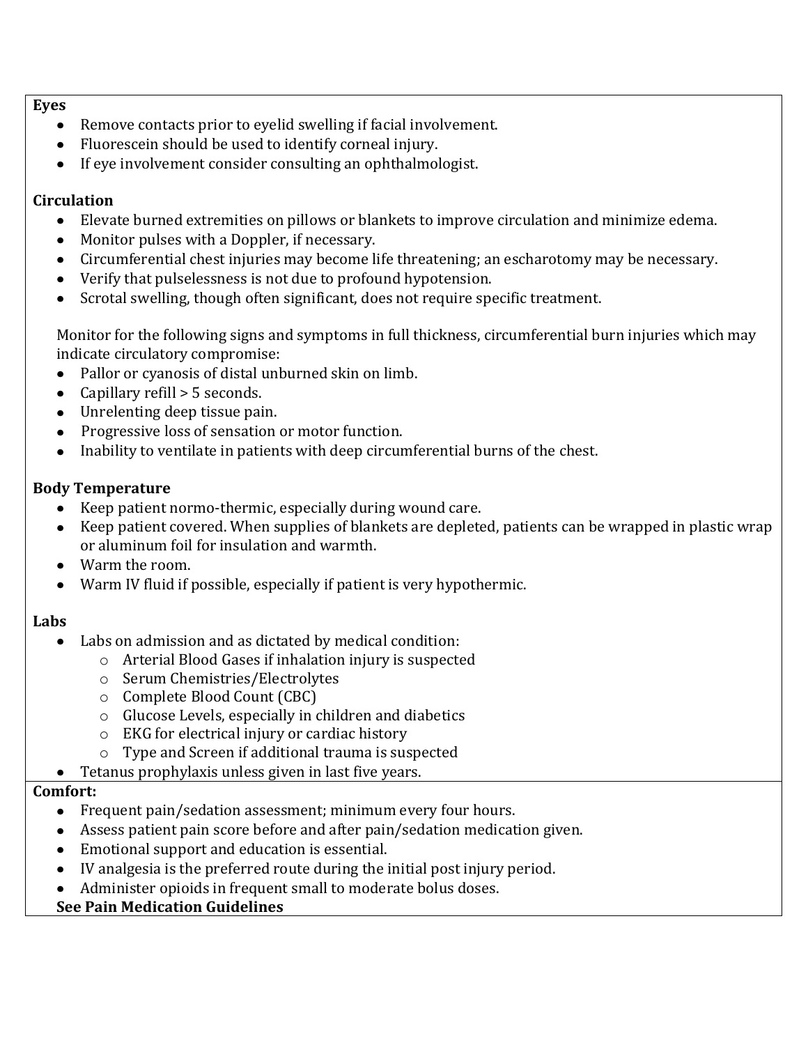**Eyes**

- Remove contacts prior to eyelid swelling if facial involvement.
- Fluorescein should be used to identify corneal injury.
- If eye involvement consider consulting an ophthalmologist.

**Circulation**

- Elevate burned extremities on pillows or blankets to improve circulation and minimize edema.
- Monitor pulses with a Doppler, if necessary.
- Circumferential chest injuries may become life threatening; an escharotomy may be necessary.
- Verify that pulselessness is not due to profound hypotension.
- Scrotal swelling, though often significant, does not require specific treatment.

Monitor for the following signs and symptoms in full thickness, circumferential burn injuries which may indicate circulatory compromise:

- Pallor or cyanosis of distal unburned skin on limb.
- Capillary refill > 5 seconds.
- Unrelenting deep tissue pain.
- Progressive loss of sensation or motor function.
- Inability to ventilate in patients with deep circumferential burns of the chest.

**Body Temperature**

- Keep patient normo-thermic, especially during wound care.
- Keep patient covered. When supplies of blankets are depleted, patients can be wrapped in plastic wrap or aluminum foil for insulation and warmth.
- Warm the room.
- Warm IV fluid if possible, especially if patient is very hypothermic.

**Labs**

- Labs on admission and as dictated by medical condition:
  - Arterial Blood Gases if inhalation injury is suspected
  - Serum Chemistries/Electrolytes
  - Complete Blood Count (CBC)
  - Glucose Levels, especially in children and diabetics
  - EKG for electrical injury or cardiac history
  - Type and Screen if additional trauma is suspected
- Tetanus prophylaxis unless given in last five years.

**Comfort:**

- Frequent pain/sedation assessment; minimum every four hours.
- Assess patient pain score before and after pain/sedation medication given.
- Emotional support and education is essential.
- IV analgesia is the preferred route during the initial post injury period.
- Administer opioids in frequent small to moderate bolus doses.

**See Pain Medication Guidelines**